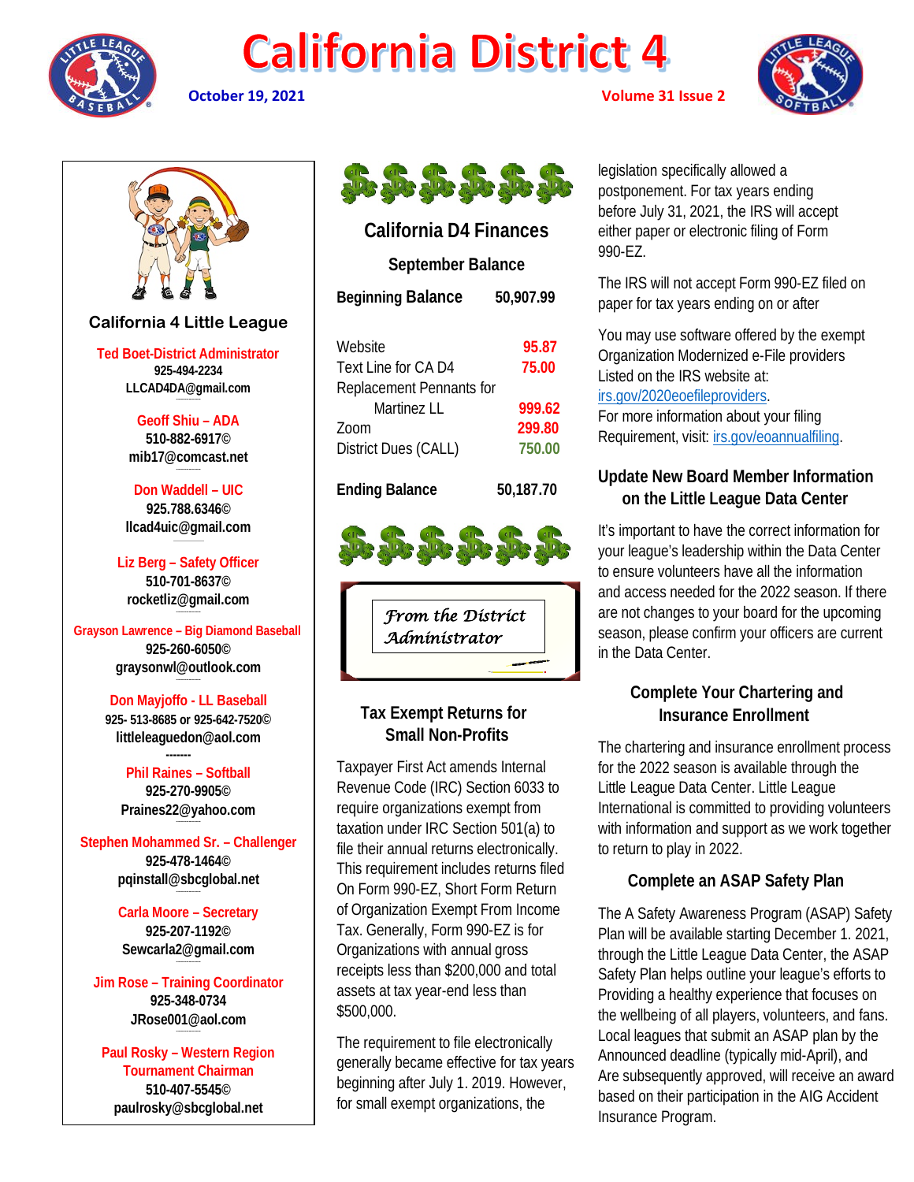# California District 4

**October 19, 2021** **Volume 31 Issue 2**

### California 4 Little League

**Ted Boet-District Administrator**
925-494-2234
LLCAD4DA@gmail.com

**Geoff Shiu – ADA**
510-882-6917©
mib17@comcast.net

**Don Waddell – UIC**
925.788.6346©
llcad4uic@gmail.com

**Liz Berg – Safety Officer**
510-701-8637©
rocketliz@gmail.com

**Grayson Lawrence – Big Diamond Baseball**
925-260-6050©
graysonwl@outlook.com

**Don Majjoffo - LL Baseball**
925- 513-8685 or 925-642-7520©
littleleaguedon@aol.com

**Phil Raines – Softball**
925-270-9905©
Praines22@yahoo.com

**Stephen Mohammed Sr. – Challenger**
925-478-1464©
pqinstall@sbcglobal.net

**Carla Moore – Secretary**
925-207-1192©
Sewcarla2@gmail.com

**Jim Rose – Training Coordinator**
925-348-0734
JRose001@aol.com

**Paul Rosky – Western Region Tournament Chairman**
510-407-5545©
paulrosky@sbcglobal.net

## California D4 Finances

### September Balance

| | |
|---|---|
| **Beginning Balance** | **50,907.99** |
| Website | 95.87 |
| Text Line for CA D4 | 75.00 |
| Replacement Pennants for Martinez LL | 999.62 |
| Zoom | 299.80 |
| District Dues (CALL) | 750.00 |
| **Ending Balance** | **50,187.70** |

*From the District Administrator*

### Tax Exempt Returns for Small Non-Profits

Taxpayer First Act amends Internal Revenue Code (IRC) Section 6033 to require organizations exempt from taxation under IRC Section 501(a) to file their annual returns electronically. This requirement includes returns filed On Form 990-EZ, Short Form Return of Organization Exempt From Income Tax. Generally, Form 990-EZ is for Organizations with annual gross receipts less than $200,000 and total assets at tax year-end less than $500,000.

The requirement to file electronically generally became effective for tax years beginning after July 1. 2019. However, for small exempt organizations, the legislation specifically allowed a postponement. For tax years ending before July 31, 2021, the IRS will accept either paper or electronic filing of Form 990-EZ.

The IRS will not accept Form 990-EZ filed on paper for tax years ending on or after

You may use software offered by the exempt Organization Modernized e-File providers Listed on the IRS website at: irs.gov/2020eoefileproviders.
For more information about your filing Requirement, visit: irs.gov/eoannualfiling.

### Update New Board Member Information on the Little League Data Center

It's important to have the correct information for your league's leadership within the Data Center to ensure volunteers have all the information and access needed for the 2022 season. If there are not changes to your board for the upcoming season, please confirm your officers are current in the Data Center.

### Complete Your Chartering and Insurance Enrollment

The chartering and insurance enrollment process for the 2022 season is available through the Little League Data Center. Little League International is committed to providing volunteers with information and support as we work together to return to play in 2022.

### Complete an ASAP Safety Plan

The A Safety Awareness Program (ASAP) Safety Plan will be available starting December 1. 2021, through the Little League Data Center, the ASAP Safety Plan helps outline your league's efforts to Providing a healthy experience that focuses on the wellbeing of all players, volunteers, and fans. Local leagues that submit an ASAP plan by the Announced deadline (typically mid-April), and Are subsequently approved, will receive an award based on their participation in the AIG Accident Insurance Program.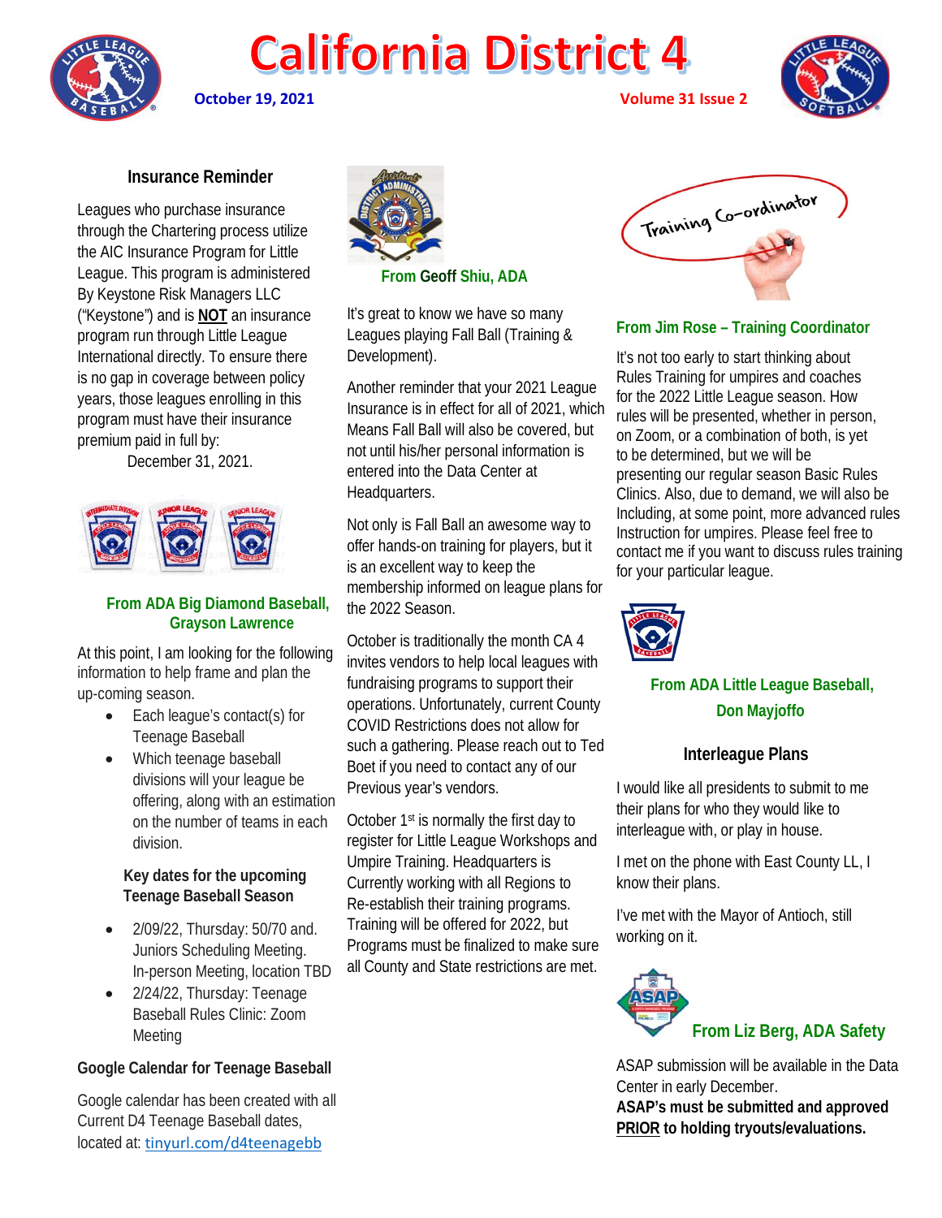# California District 4

**October 19, 2021** **Volume 31 Issue 2**

### Insurance Reminder

Leagues who purchase insurance through the Chartering process utilize the AIC Insurance Program for Little League. This program is administered By Keystone Risk Managers LLC ("Keystone") and is **NOT** an insurance program run through Little League International directly. To ensure there is no gap in coverage between policy years, those leagues enrolling in this program must have their insurance premium paid in full by:

December 31, 2021.

### From ADA Big Diamond Baseball, Grayson Lawrence

At this point, I am looking for the following information to help frame and plan the up-coming season.

- Each league's contact(s) for Teenage Baseball
- Which teenage baseball divisions will your league be offering, along with an estimation on the number of teams in each division.

**Key dates for the upcoming Teenage Baseball Season**

- 2/09/22, Thursday: 50/70 and. Juniors Scheduling Meeting. In-person Meeting, location TBD
- 2/24/22, Thursday: Teenage Baseball Rules Clinic: Zoom Meeting

### Google Calendar for Teenage Baseball

Google calendar has been created with all Current D4 Teenage Baseball dates, located at: tinyurl.com/d4teenagebb

### From Geoff Shiu, ADA

It's great to know we have so many Leagues playing Fall Ball (Training & Development).

Another reminder that your 2021 League Insurance is in effect for all of 2021, which Means Fall Ball will also be covered, but not until his/her personal information is entered into the Data Center at Headquarters.

Not only is Fall Ball an awesome way to offer hands-on training for players, but it is an excellent way to keep the membership informed on league plans for the 2022 Season.

October is traditionally the month CA 4 invites vendors to help local leagues with fundraising programs to support their operations. Unfortunately, current County COVID Restrictions does not allow for such a gathering. Please reach out to Ted Boet if you need to contact any of our Previous year's vendors.

October 1st is normally the first day to register for Little League Workshops and Umpire Training. Headquarters is Currently working with all Regions to Re-establish their training programs. Training will be offered for 2022, but Programs must be finalized to make sure all County and State restrictions are met.

### From Jim Rose – Training Coordinator

It's not too early to start thinking about Rules Training for umpires and coaches for the 2022 Little League season. How rules will be presented, whether in person, on Zoom, or a combination of both, is yet to be determined, but we will be presenting our regular season Basic Rules Clinics. Also, due to demand, we will also be Including, at some point, more advanced rules Instruction for umpires. Please feel free to contact me if you want to discuss rules training for your particular league.

### From ADA Little League Baseball, Don Mayjoffo

**Interleague Plans**

I would like all presidents to submit to me their plans for who they would like to interleague with, or play in house.

I met on the phone with East County LL, I know their plans.

I've met with the Mayor of Antioch, still working on it.

### From Liz Berg, ADA Safety

ASAP submission will be available in the Data Center in early December.
**ASAP's must be submitted and approved PRIOR to holding tryouts/evaluations.**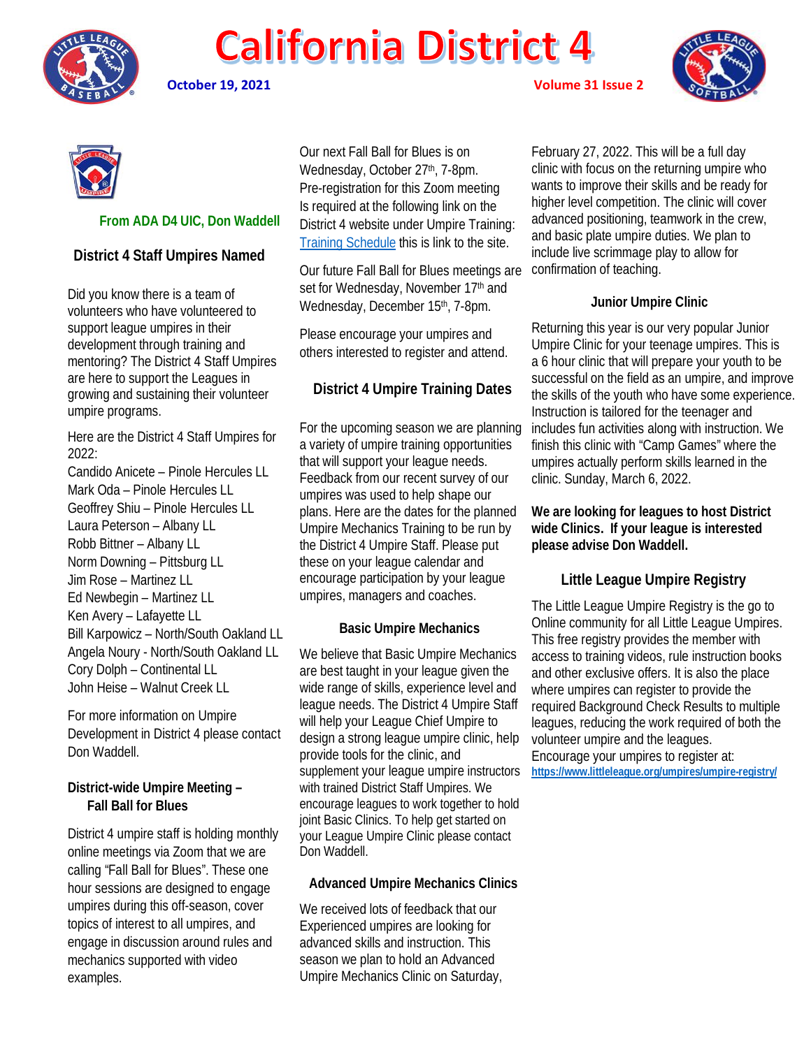# California District 4

**October 19, 2021**

**From ADA D4 UIC, Don Waddell**

## District 4 Staff Umpires Named

Did you know there is a team of volunteers who have volunteered to support league umpires in their development through training and mentoring? The District 4 Staff Umpires are here to support the Leagues in growing and sustaining their volunteer umpire programs.

Here are the District 4 Staff Umpires for 2022:
Candido Anicete – Pinole Hercules LL
Mark Oda – Pinole Hercules LL
Geoffrey Shiu – Pinole Hercules LL
Laura Peterson – Albany LL
Robb Bittner – Albany LL
Norm Downing – Pittsburg LL
Jim Rose – Martinez LL
Ed Newbegin – Martinez LL
Ken Avery – Lafayette LL
Bill Karpowicz – North/South Oakland LL
Angela Noury - North/South Oakland LL
Cory Dolph – Continental LL
John Heise – Walnut Creek LL

For more information on Umpire Development in District 4 please contact Don Waddell.

### District-wide Umpire Meeting – Fall Ball for Blues

District 4 umpire staff is holding monthly online meetings via Zoom that we are calling "Fall Ball for Blues". These one hour sessions are designed to engage umpires during this off-season, cover topics of interest to all umpires, and engage in discussion around rules and mechanics supported with video examples.

Our next Fall Ball for Blues is on Wednesday, October 27th, 7-8pm. Pre-registration for this Zoom meeting Is required at the following link on the District 4 website under Umpire Training: Training Schedule this is link to the site.

Our future Fall Ball for Blues meetings are set for Wednesday, November 17th and Wednesday, December 15th, 7-8pm.

Please encourage your umpires and others interested to register and attend.

## District 4 Umpire Training Dates

For the upcoming season we are planning a variety of umpire training opportunities that will support your league needs. Feedback from our recent survey of our umpires was used to help shape our plans. Here are the dates for the planned Umpire Mechanics Training to be run by the District 4 Umpire Staff. Please put these on your league calendar and encourage participation by your league umpires, managers and coaches.

### Basic Umpire Mechanics

We believe that Basic Umpire Mechanics are best taught in your league given the wide range of skills, experience level and league needs. The District 4 Umpire Staff will help your League Chief Umpire to design a strong league umpire clinic, help provide tools for the clinic, and supplement your league umpire instructors with trained District Staff Umpires. We encourage leagues to work together to hold joint Basic Clinics. To help get started on your League Umpire Clinic please contact Don Waddell.

### Advanced Umpire Mechanics Clinics

We received lots of feedback that our Experienced umpires are looking for advanced skills and instruction. This season we plan to hold an Advanced Umpire Mechanics Clinic on Saturday, February 27, 2022. This will be a full day clinic with focus on the returning umpire who wants to improve their skills and be ready for higher level competition. The clinic will cover advanced positioning, teamwork in the crew, and basic plate umpire duties. We plan to include live scrimmage play to allow for confirmation of teaching.

### Junior Umpire Clinic

Returning this year is our very popular Junior Umpire Clinic for your teenage umpires. This is a 6 hour clinic that will prepare your youth to be successful on the field as an umpire, and improve the skills of the youth who have some experience. Instruction is tailored for the teenager and includes fun activities along with instruction. We finish this clinic with "Camp Games" where the umpires actually perform skills learned in the clinic. Sunday, March 6, 2022.

**We are looking for leagues to host District wide Clinics. If your league is interested please advise Don Waddell.**

## Little League Umpire Registry

The Little League Umpire Registry is the go to Online community for all Little League Umpires. This free registry provides the member with access to training videos, rule instruction books and other exclusive offers. It is also the place where umpires can register to provide the required Background Check Results to multiple leagues, reducing the work required of both the volunteer umpire and the leagues.
Encourage your umpires to register at: **https://www.littleleague.org/umpires/umpire-registry/**